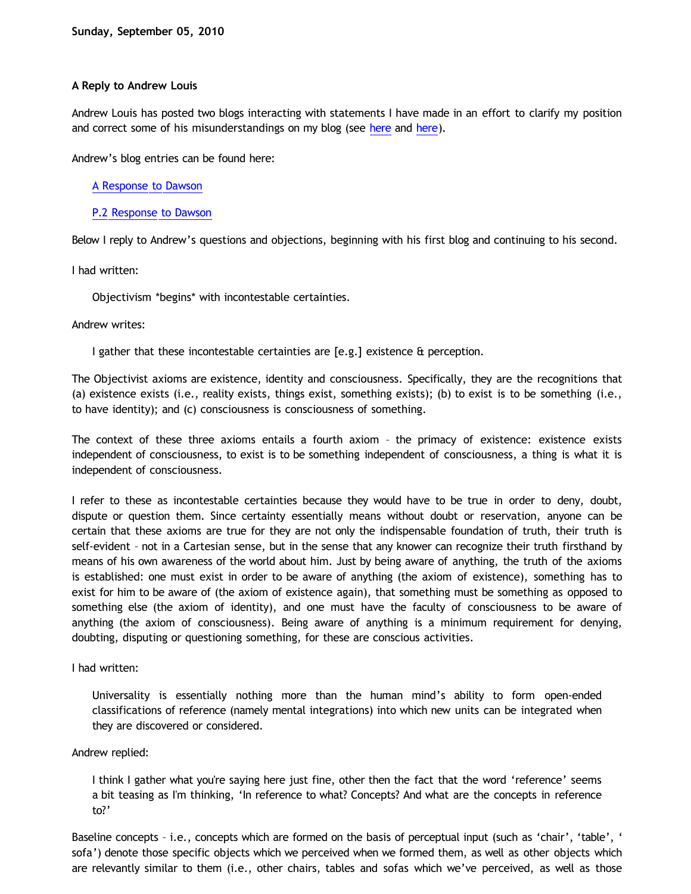**Sunday, September 05, 2010**

**A Reply to Andrew Louis**

Andrew Louis has posted two blogs interacting with statements I have made in an effort to clarify my position and correct some of his misunderstandings on my blog (see here and here).

Andrew's blog entries can be found here:

> A Response to Dawson
>
> P.2 Response to Dawson

Below I reply to Andrew's questions and objections, beginning with his first blog and continuing to his second.

I had written:

> Objectivism *begins* with incontestable certainties.

Andrew writes:

> I gather that these incontestable certainties are [e.g.] existence & perception.

The Objectivist axioms are existence, identity and consciousness. Specifically, they are the recognitions that (a) existence exists (i.e., reality exists, things exist, something exists); (b) to exist is to be something (i.e., to have identity); and (c) consciousness is consciousness of something.

The context of these three axioms entails a fourth axiom – the primacy of existence: existence exists independent of consciousness, to exist is to be something independent of consciousness, a thing is what it is independent of consciousness.

I refer to these as incontestable certainties because they would have to be true in order to deny, doubt, dispute or question them. Since certainty essentially means without doubt or reservation, anyone can be certain that these axioms are true for they are not only the indispensable foundation of truth, their truth is self-evident – not in a Cartesian sense, but in the sense that any knower can recognize their truth firsthand by means of his own awareness of the world about him. Just by being aware of anything, the truth of the axioms is established: one must exist in order to be aware of anything (the axiom of existence), something has to exist for him to be aware of (the axiom of existence again), that something must be something as opposed to something else (the axiom of identity), and one must have the faculty of consciousness to be aware of anything (the axiom of consciousness). Being aware of anything is a minimum requirement for denying, doubting, disputing or questioning something, for these are conscious activities.

I had written:

> Universality is essentially nothing more than the human mind's ability to form open-ended classifications of reference (namely mental integrations) into which new units can be integrated when they are discovered or considered.

Andrew replied:

> I think I gather what you're saying here just fine, other then the fact that the word 'reference' seems a bit teasing as I'm thinking, 'In reference to what? Concepts? And what are the concepts in reference to?'

Baseline concepts – i.e., concepts which are formed on the basis of perceptual input (such as 'chair', 'table', 'sofa') denote those specific objects which we perceived when we formed them, as well as other objects which are relevantly similar to them (i.e., other chairs, tables and sofas which we've perceived, as well as those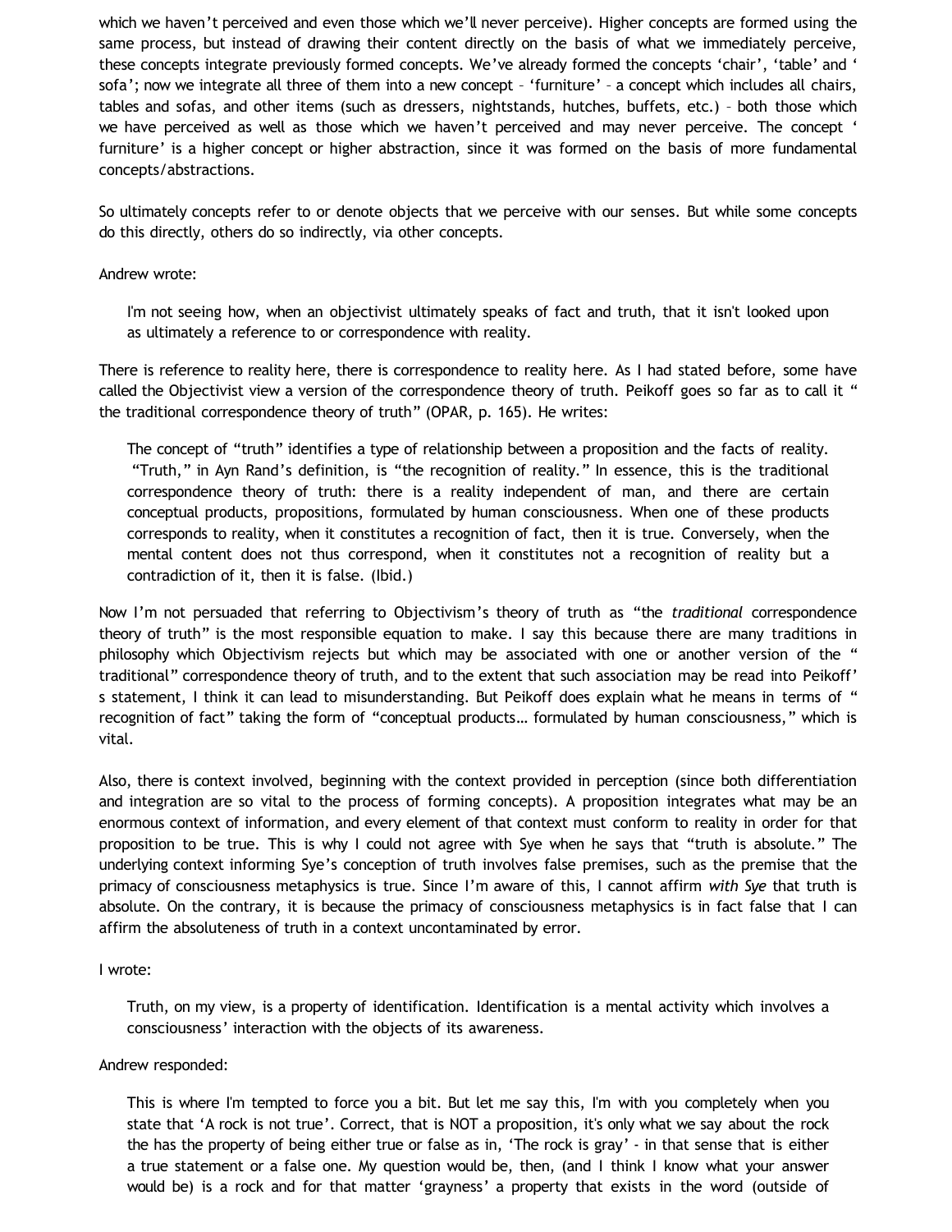which we haven't perceived and even those which we'll never perceive). Higher concepts are formed using the same process, but instead of drawing their content directly on the basis of what we immediately perceive, these concepts integrate previously formed concepts. We've already formed the concepts 'chair', 'table' and 'sofa'; now we integrate all three of them into a new concept – 'furniture' – a concept which includes all chairs, tables and sofas, and other items (such as dressers, nightstands, hutches, buffets, etc.) – both those which we have perceived as well as those which we haven't perceived and may never perceive. The concept 'furniture' is a higher concept or higher abstraction, since it was formed on the basis of more fundamental concepts/abstractions.

So ultimately concepts refer to or denote objects that we perceive with our senses. But while some concepts do this directly, others do so indirectly, via other concepts.

Andrew wrote:

> I'm not seeing how, when an objectivist ultimately speaks of fact and truth, that it isn't looked upon as ultimately a reference to or correspondence with reality.

There is reference to reality here, there is correspondence to reality here. As I had stated before, some have called the Objectivist view a version of the correspondence theory of truth. Peikoff goes so far as to call it "the traditional correspondence theory of truth" (OPAR, p. 165). He writes:

> The concept of "truth" identifies a type of relationship between a proposition and the facts of reality. "Truth," in Ayn Rand's definition, is "the recognition of reality." In essence, this is the traditional correspondence theory of truth: there is a reality independent of man, and there are certain conceptual products, propositions, formulated by human consciousness. When one of these products corresponds to reality, when it constitutes a recognition of fact, then it is true. Conversely, when the mental content does not thus correspond, when it constitutes not a recognition of reality but a contradiction of it, then it is false. (Ibid.)

Now I'm not persuaded that referring to Objectivism's theory of truth as "the *traditional* correspondence theory of truth" is the most responsible equation to make. I say this because there are many traditions in philosophy which Objectivism rejects but which may be associated with one or another version of the "traditional" correspondence theory of truth, and to the extent that such association may be read into Peikoff's statement, I think it can lead to misunderstanding. But Peikoff does explain what he means in terms of "recognition of fact" taking the form of "conceptual products… formulated by human consciousness," which is vital.

Also, there is context involved, beginning with the context provided in perception (since both differentiation and integration are so vital to the process of forming concepts). A proposition integrates what may be an enormous context of information, and every element of that context must conform to reality in order for that proposition to be true. This is why I could not agree with Sye when he says that "truth is absolute." The underlying context informing Sye's conception of truth involves false premises, such as the premise that the primacy of consciousness metaphysics is true. Since I'm aware of this, I cannot affirm *with Sye* that truth is absolute. On the contrary, it is because the primacy of consciousness metaphysics is in fact false that I can affirm the absoluteness of truth in a context uncontaminated by error.

I wrote:

> Truth, on my view, is a property of identification. Identification is a mental activity which involves a consciousness' interaction with the objects of its awareness.

Andrew responded:

> This is where I'm tempted to force you a bit. But let me say this, I'm with you completely when you state that 'A rock is not true'. Correct, that is NOT a proposition, it's only what we say about the rock the has the property of being either true or false as in, 'The rock is gray' - in that sense that is either a true statement or a false one. My question would be, then, (and I think I know what your answer would be) is a rock and for that matter 'grayness' a property that exists in the word (outside of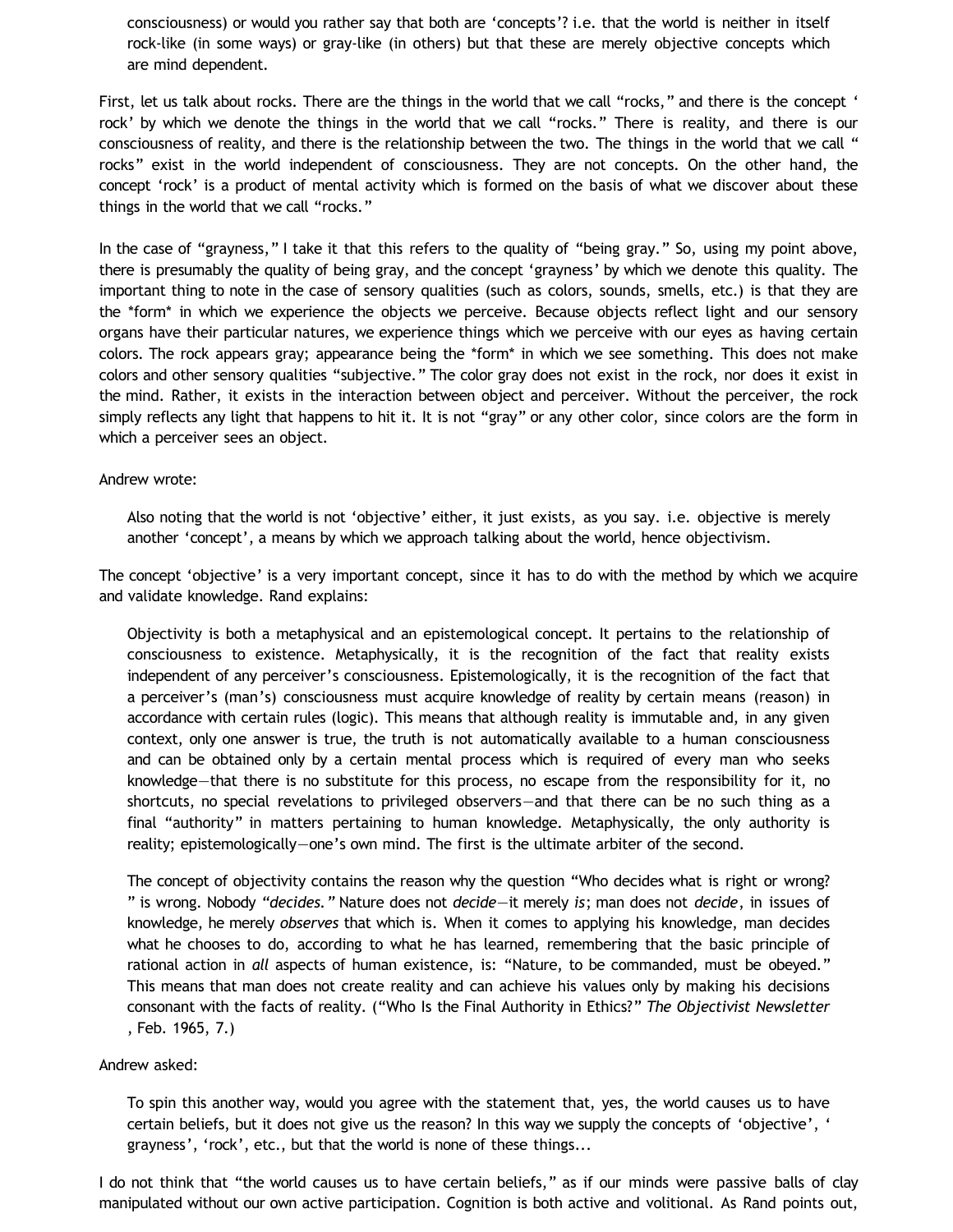> consciousness) or would you rather say that both are 'concepts'? i.e. that the world is neither in itself rock-like (in some ways) or gray-like (in others) but that these are merely objective concepts which are mind dependent.

First, let us talk about rocks. There are the things in the world that we call "rocks," and there is the concept 'rock' by which we denote the things in the world that we call "rocks." There is reality, and there is our consciousness of reality, and there is the relationship between the two. The things in the world that we call "rocks" exist in the world independent of consciousness. They are not concepts. On the other hand, the concept 'rock' is a product of mental activity which is formed on the basis of what we discover about these things in the world that we call "rocks."

In the case of "grayness," I take it that this refers to the quality of "being gray." So, using my point above, there is presumably the quality of being gray, and the concept 'grayness' by which we denote this quality. The important thing to note in the case of sensory qualities (such as colors, sounds, smells, etc.) is that they are the *form* in which we experience the objects we perceive. Because objects reflect light and our sensory organs have their particular natures, we experience things which we perceive with our eyes as having certain colors. The rock appears gray; appearance being the *form* in which we see something. This does not make colors and other sensory qualities "subjective." The color gray does not exist in the rock, nor does it exist in the mind. Rather, it exists in the interaction between object and perceiver. Without the perceiver, the rock simply reflects any light that happens to hit it. It is not "gray" or any other color, since colors are the form in which a perceiver sees an object.

Andrew wrote:

> Also noting that the world is not 'objective' either, it just exists, as you say. i.e. objective is merely another 'concept', a means by which we approach talking about the world, hence objectivism.

The concept 'objective' is a very important concept, since it has to do with the method by which we acquire and validate knowledge. Rand explains:

> Objectivity is both a metaphysical and an epistemological concept. It pertains to the relationship of consciousness to existence. Metaphysically, it is the recognition of the fact that reality exists independent of any perceiver's consciousness. Epistemologically, it is the recognition of the fact that a perceiver's (man's) consciousness must acquire knowledge of reality by certain means (reason) in accordance with certain rules (logic). This means that although reality is immutable and, in any given context, only one answer is true, the truth is not automatically available to a human consciousness and can be obtained only by a certain mental process which is required of every man who seeks knowledge—that there is no substitute for this process, no escape from the responsibility for it, no shortcuts, no special revelations to privileged observers—and that there can be no such thing as a final "authority" in matters pertaining to human knowledge. Metaphysically, the only authority is reality; epistemologically—one's own mind. The first is the ultimate arbiter of the second.
>
> The concept of objectivity contains the reason why the question "Who decides what is right or wrong?" is wrong. Nobody *"decides."* Nature does not *decide*—it merely *is*; man does not *decide*, in issues of knowledge, he merely *observes* that which is. When it comes to applying his knowledge, man decides what he chooses to do, according to what he has learned, remembering that the basic principle of rational action in *all* aspects of human existence, is: "Nature, to be commanded, must be obeyed." This means that man does not create reality and can achieve his values only by making his decisions consonant with the facts of reality. ("Who Is the Final Authority in Ethics?" *The Objectivist Newsletter*, Feb. 1965, 7.)

Andrew asked:

> To spin this another way, would you agree with the statement that, yes, the world causes us to have certain beliefs, but it does not give us the reason? In this way we supply the concepts of 'objective', 'grayness', 'rock', etc., but that the world is none of these things...

I do not think that "the world causes us to have certain beliefs," as if our minds were passive balls of clay manipulated without our own active participation. Cognition is both active and volitional. As Rand points out,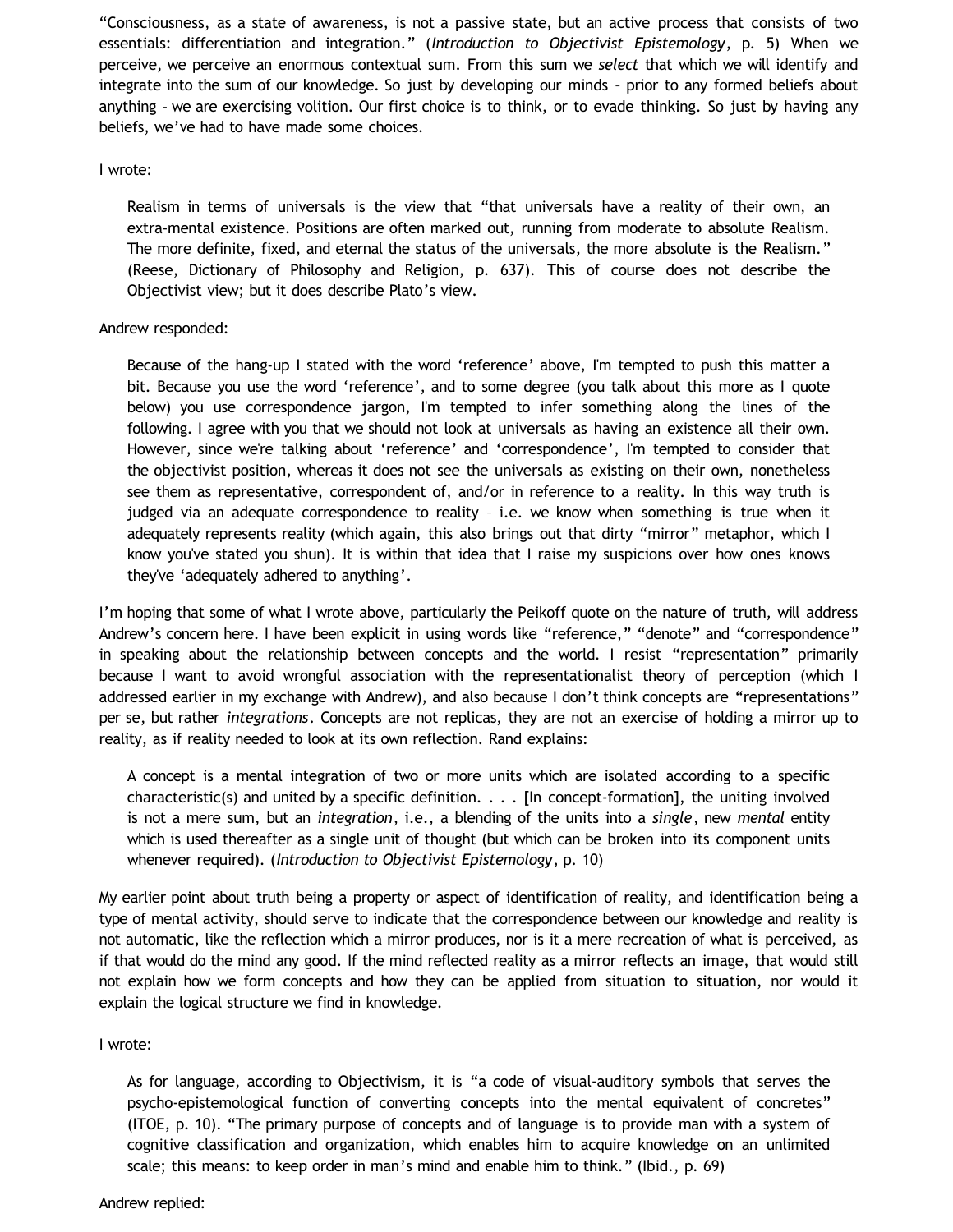"Consciousness, as a state of awareness, is not a passive state, but an active process that consists of two essentials: differentiation and integration." (*Introduction to Objectivist Epistemology*, p. 5) When we perceive, we perceive an enormous contextual sum. From this sum we *select* that which we will identify and integrate into the sum of our knowledge. So just by developing our minds – prior to any formed beliefs about anything – we are exercising volition. Our first choice is to think, or to evade thinking. So just by having any beliefs, we've had to have made some choices.

I wrote:

> Realism in terms of universals is the view that "that universals have a reality of their own, an extra-mental existence. Positions are often marked out, running from moderate to absolute Realism. The more definite, fixed, and eternal the status of the universals, the more absolute is the Realism." (Reese, Dictionary of Philosophy and Religion, p. 637). This of course does not describe the Objectivist view; but it does describe Plato's view.

Andrew responded:

> Because of the hang-up I stated with the word 'reference' above, I'm tempted to push this matter a bit. Because you use the word 'reference', and to some degree (you talk about this more as I quote below) you use correspondence jargon, I'm tempted to infer something along the lines of the following. I agree with you that we should not look at universals as having an existence all their own. However, since we're talking about 'reference' and 'correspondence', I'm tempted to consider that the objectivist position, whereas it does not see the universals as existing on their own, nonetheless see them as representative, correspondent of, and/or in reference to a reality. In this way truth is judged via an adequate correspondence to reality – i.e. we know when something is true when it adequately represents reality (which again, this also brings out that dirty "mirror" metaphor, which I know you've stated you shun). It is within that idea that I raise my suspicions over how ones knows they've 'adequately adhered to anything'.

I'm hoping that some of what I wrote above, particularly the Peikoff quote on the nature of truth, will address Andrew's concern here. I have been explicit in using words like "reference," "denote" and "correspondence" in speaking about the relationship between concepts and the world. I resist "representation" primarily because I want to avoid wrongful association with the representationalist theory of perception (which I addressed earlier in my exchange with Andrew), and also because I don't think concepts are "representations" per se, but rather *integrations*. Concepts are not replicas, they are not an exercise of holding a mirror up to reality, as if reality needed to look at its own reflection. Rand explains:

> A concept is a mental integration of two or more units which are isolated according to a specific characteristic(s) and united by a specific definition. . . . [In concept-formation], the uniting involved is not a mere sum, but an *integration*, i.e., a blending of the units into a *single*, new *mental* entity which is used thereafter as a single unit of thought (but which can be broken into its component units whenever required). (*Introduction to Objectivist Epistemology*, p. 10)

My earlier point about truth being a property or aspect of identification of reality, and identification being a type of mental activity, should serve to indicate that the correspondence between our knowledge and reality is not automatic, like the reflection which a mirror produces, nor is it a mere recreation of what is perceived, as if that would do the mind any good. If the mind reflected reality as a mirror reflects an image, that would still not explain how we form concepts and how they can be applied from situation to situation, nor would it explain the logical structure we find in knowledge.

I wrote:

> As for language, according to Objectivism, it is "a code of visual-auditory symbols that serves the psycho-epistemological function of converting concepts into the mental equivalent of concretes" (ITOE, p. 10). "The primary purpose of concepts and of language is to provide man with a system of cognitive classification and organization, which enables him to acquire knowledge on an unlimited scale; this means: to keep order in man's mind and enable him to think." (Ibid., p. 69)

Andrew replied: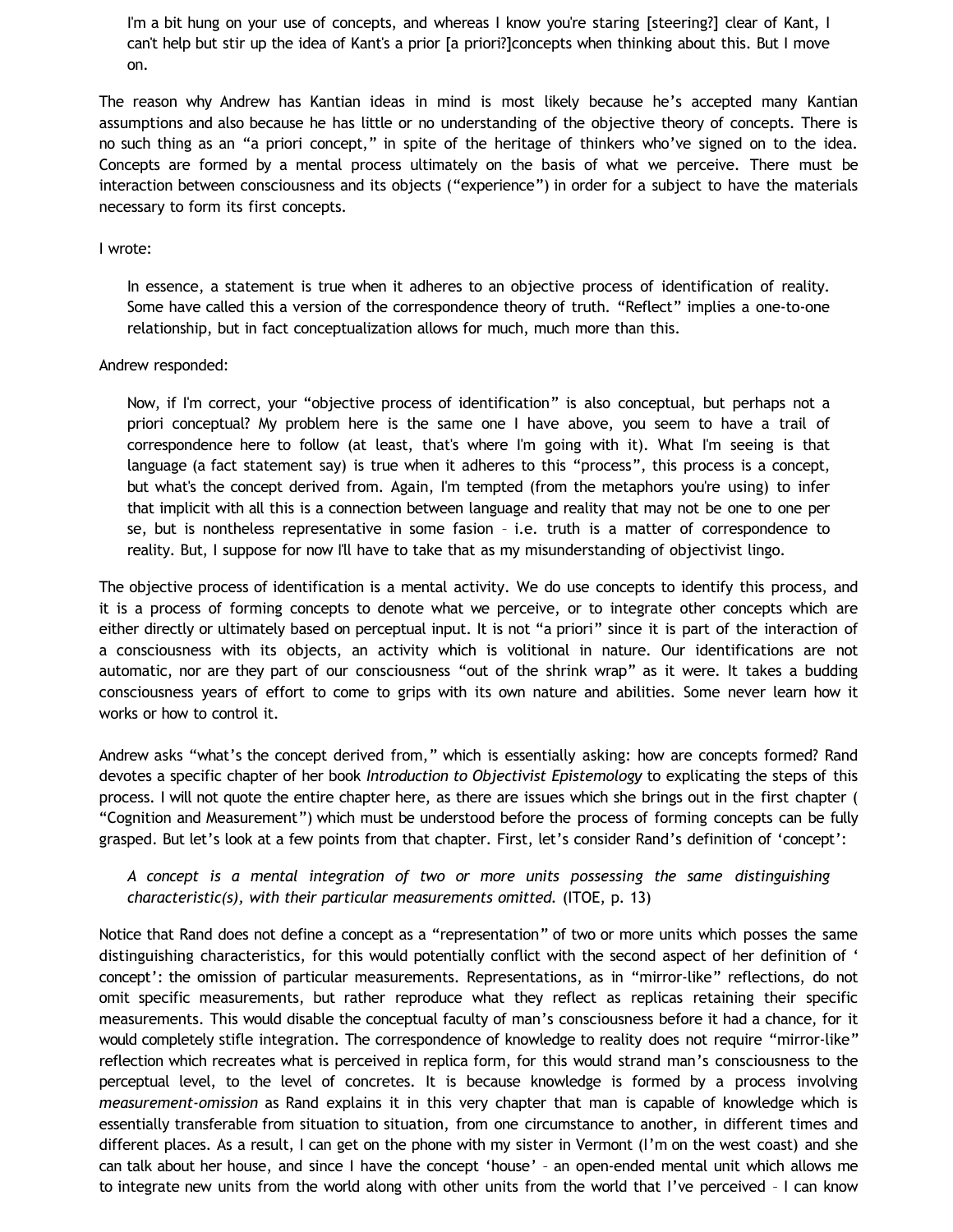> I'm a bit hung on your use of concepts, and whereas I know you're staring [steering?] clear of Kant, I can't help but stir up the idea of Kant's a prior [a priori?]concepts when thinking about this. But I move on.

The reason why Andrew has Kantian ideas in mind is most likely because he's accepted many Kantian assumptions and also because he has little or no understanding of the objective theory of concepts. There is no such thing as an "a priori concept," in spite of the heritage of thinkers who've signed on to the idea. Concepts are formed by a mental process ultimately on the basis of what we perceive. There must be interaction between consciousness and its objects ("experience") in order for a subject to have the materials necessary to form its first concepts.

I wrote:

> In essence, a statement is true when it adheres to an objective process of identification of reality. Some have called this a version of the correspondence theory of truth. "Reflect" implies a one-to-one relationship, but in fact conceptualization allows for much, much more than this.

Andrew responded:

> Now, if I'm correct, your "objective process of identification" is also conceptual, but perhaps not a priori conceptual? My problem here is the same one I have above, you seem to have a trail of correspondence here to follow (at least, that's where I'm going with it). What I'm seeing is that language (a fact statement say) is true when it adheres to this "process", this process is a concept, but what's the concept derived from. Again, I'm tempted (from the metaphors you're using) to infer that implicit with all this is a connection between language and reality that may not be one to one per se, but is nontheless representative in some fasion – i.e. truth is a matter of correspondence to reality. But, I suppose for now I'll have to take that as my misunderstanding of objectivist lingo.

The objective process of identification is a mental activity. We do use concepts to identify this process, and it is a process of forming concepts to denote what we perceive, or to integrate other concepts which are either directly or ultimately based on perceptual input. It is not "a priori" since it is part of the interaction of a consciousness with its objects, an activity which is volitional in nature. Our identifications are not automatic, nor are they part of our consciousness "out of the shrink wrap" as it were. It takes a budding consciousness years of effort to come to grips with its own nature and abilities. Some never learn how it works or how to control it.

Andrew asks "what's the concept derived from," which is essentially asking: how are concepts formed? Rand devotes a specific chapter of her book *Introduction to Objectivist Epistemology* to explicating the steps of this process. I will not quote the entire chapter here, as there are issues which she brings out in the first chapter ("Cognition and Measurement") which must be understood before the process of forming concepts can be fully grasped. But let's look at a few points from that chapter. First, let's consider Rand's definition of 'concept':

> *A concept is a mental integration of two or more units possessing the same distinguishing characteristic(s), with their particular measurements omitted.* (ITOE, p. 13)

Notice that Rand does not define a concept as a "representation" of two or more units which posses the same distinguishing characteristics, for this would potentially conflict with the second aspect of her definition of 'concept': the omission of particular measurements. Representations, as in "mirror-like" reflections, do not omit specific measurements, but rather reproduce what they reflect as replicas retaining their specific measurements. This would disable the conceptual faculty of man's consciousness before it had a chance, for it would completely stifle integration. The correspondence of knowledge to reality does not require "mirror-like" reflection which recreates what is perceived in replica form, for this would strand man's consciousness to the perceptual level, to the level of concretes. It is because knowledge is formed by a process involving *measurement-omission* as Rand explains it in this very chapter that man is capable of knowledge which is essentially transferable from situation to situation, from one circumstance to another, in different times and different places. As a result, I can get on the phone with my sister in Vermont (I'm on the west coast) and she can talk about her house, and since I have the concept 'house' – an open-ended mental unit which allows me to integrate new units from the world along with other units from the world that I've perceived – I can know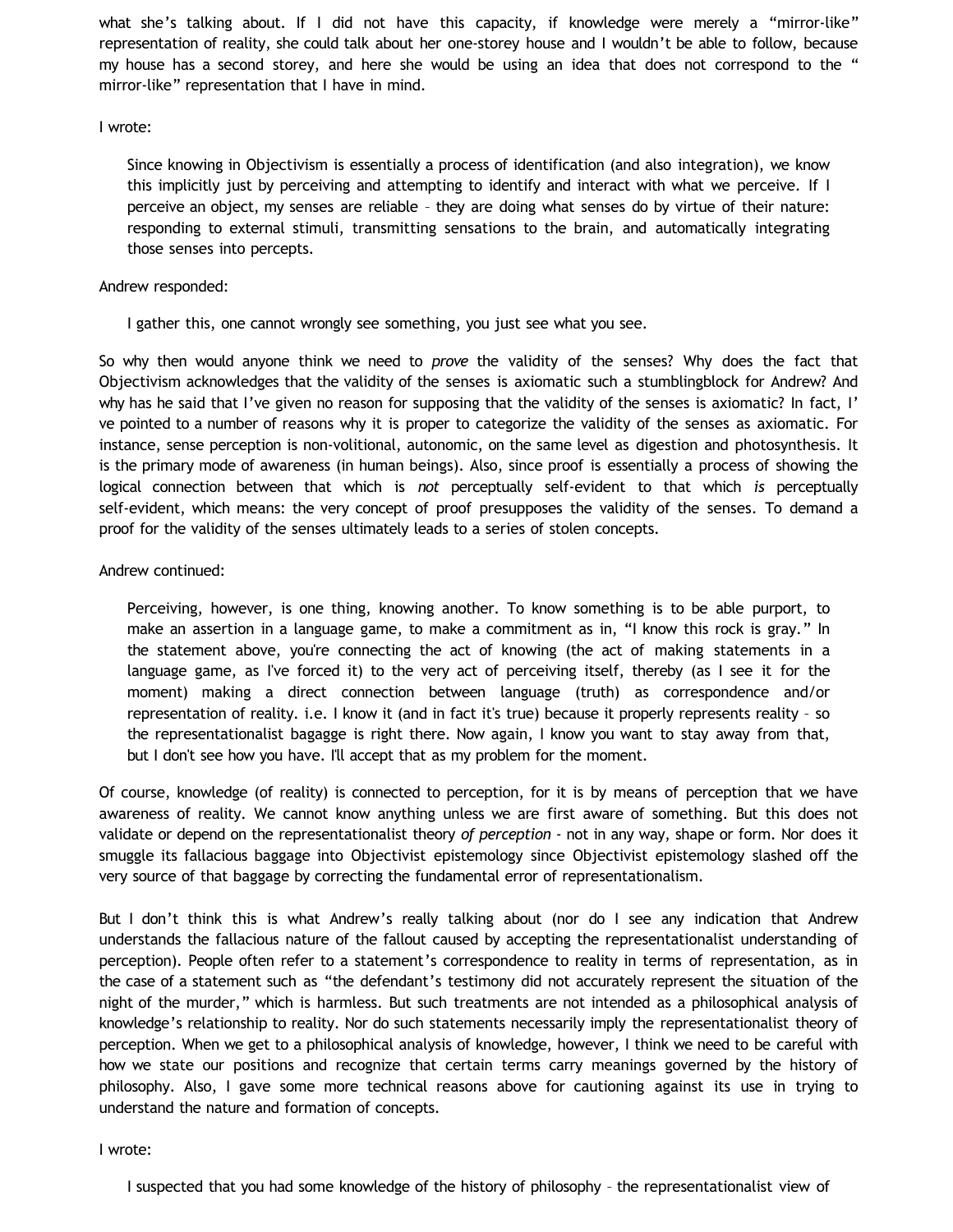what she's talking about. If I did not have this capacity, if knowledge were merely a "mirror-like" representation of reality, she could talk about her one-storey house and I wouldn't be able to follow, because my house has a second storey, and here she would be using an idea that does not correspond to the " mirror-like" representation that I have in mind.

I wrote:

> Since knowing in Objectivism is essentially a process of identification (and also integration), we know this implicitly just by perceiving and attempting to identify and interact with what we perceive. If I perceive an object, my senses are reliable – they are doing what senses do by virtue of their nature: responding to external stimuli, transmitting sensations to the brain, and automatically integrating those senses into percepts.

Andrew responded:

> I gather this, one cannot wrongly see something, you just see what you see.

So why then would anyone think we need to *prove* the validity of the senses? Why does the fact that Objectivism acknowledges that the validity of the senses is axiomatic such a stumblingblock for Andrew? And why has he said that I've given no reason for supposing that the validity of the senses is axiomatic? In fact, I' ve pointed to a number of reasons why it is proper to categorize the validity of the senses as axiomatic. For instance, sense perception is non-volitional, autonomic, on the same level as digestion and photosynthesis. It is the primary mode of awareness (in human beings). Also, since proof is essentially a process of showing the logical connection between that which is *not* perceptually self-evident to that which *is* perceptually self-evident, which means: the very concept of proof presupposes the validity of the senses. To demand a proof for the validity of the senses ultimately leads to a series of stolen concepts.

Andrew continued:

> Perceiving, however, is one thing, knowing another. To know something is to be able purport, to make an assertion in a language game, to make a commitment as in, "I know this rock is gray." In the statement above, you're connecting the act of knowing (the act of making statements in a language game, as I've forced it) to the very act of perceiving itself, thereby (as I see it for the moment) making a direct connection between language (truth) as correspondence and/or representation of reality. i.e. I know it (and in fact it's true) because it properly represents reality – so the representationalist bagagge is right there. Now again, I know you want to stay away from that, but I don't see how you have. I'll accept that as my problem for the moment.

Of course, knowledge (of reality) is connected to perception, for it is by means of perception that we have awareness of reality. We cannot know anything unless we are first aware of something. But this does not validate or depend on the representationalist theory *of perception* - not in any way, shape or form. Nor does it smuggle its fallacious baggage into Objectivist epistemology since Objectivist epistemology slashed off the very source of that baggage by correcting the fundamental error of representationalism.

But I don't think this is what Andrew's really talking about (nor do I see any indication that Andrew understands the fallacious nature of the fallout caused by accepting the representationalist understanding of perception). People often refer to a statement's correspondence to reality in terms of representation, as in the case of a statement such as "the defendant's testimony did not accurately represent the situation of the night of the murder," which is harmless. But such treatments are not intended as a philosophical analysis of knowledge's relationship to reality. Nor do such statements necessarily imply the representationalist theory of perception. When we get to a philosophical analysis of knowledge, however, I think we need to be careful with how we state our positions and recognize that certain terms carry meanings governed by the history of philosophy. Also, I gave some more technical reasons above for cautioning against its use in trying to understand the nature and formation of concepts.

I wrote:

> I suspected that you had some knowledge of the history of philosophy – the representationalist view of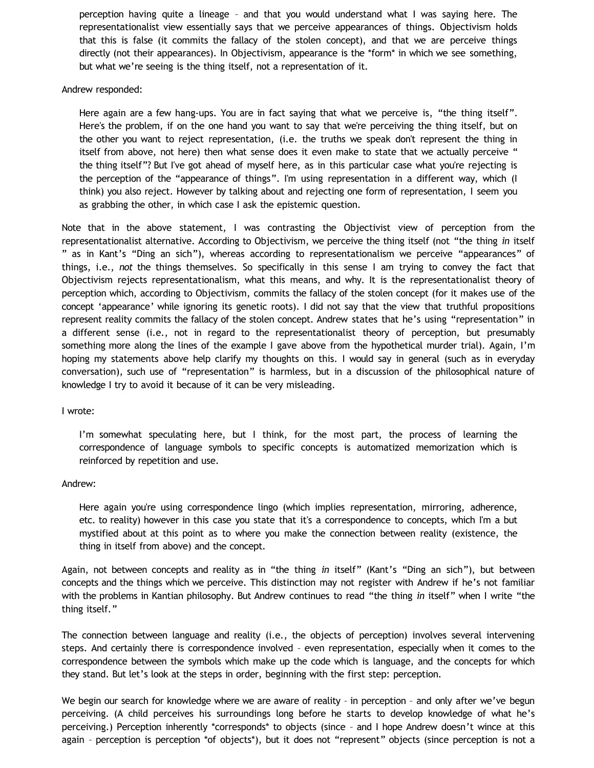> perception having quite a lineage – and that you would understand what I was saying here. The representationalist view essentially says that we perceive appearances of things. Objectivism holds that this is false (it commits the fallacy of the stolen concept), and that we are perceive things directly (not their appearances). In Objectivism, appearance is the *form* in which we see something, but what we're seeing is the thing itself, not a representation of it.

Andrew responded:

> Here again are a few hang-ups. You are in fact saying that what we perceive is, "the thing itself". Here's the problem, if on the one hand you want to say that we're perceiving the thing itself, but on the other you want to reject representation, (i.e. the truths we speak don't represent the thing in itself from above, not here) then what sense does it even make to state that we actually perceive " the thing itself"? But I've got ahead of myself here, as in this particular case what you're rejecting is the perception of the "appearance of things". I'm using representation in a different way, which (I think) you also reject. However by talking about and rejecting one form of representation, I seem you as grabbing the other, in which case I ask the epistemic question.

Note that in the above statement, I was contrasting the Objectivist view of perception from the representationalist alternative. According to Objectivism, we perceive the thing itself (not "the thing *in* itself " as in Kant's "Ding an sich"), whereas according to representationalism we perceive "appearances" of things, i.e., *not* the things themselves. So specifically in this sense I am trying to convey the fact that Objectivism rejects representationalism, what this means, and why. It is the representationalist theory of perception which, according to Objectivism, commits the fallacy of the stolen concept (for it makes use of the concept 'appearance' while ignoring its genetic roots). I did not say that the view that truthful propositions represent reality commits the fallacy of the stolen concept. Andrew states that he's using "representation" in a different sense (i.e., not in regard to the representationalist theory of perception, but presumably something more along the lines of the example I gave above from the hypothetical murder trial). Again, I'm hoping my statements above help clarify my thoughts on this. I would say in general (such as in everyday conversation), such use of "representation" is harmless, but in a discussion of the philosophical nature of knowledge I try to avoid it because of it can be very misleading.

I wrote:

> I'm somewhat speculating here, but I think, for the most part, the process of learning the correspondence of language symbols to specific concepts is automatized memorization which is reinforced by repetition and use.

Andrew:

> Here again you're using correspondence lingo (which implies representation, mirroring, adherence, etc. to reality) however in this case you state that it's a correspondence to concepts, which I'm a but mystified about at this point as to where you make the connection between reality (existence, the thing in itself from above) and the concept.

Again, not between concepts and reality as in "the thing *in* itself" (Kant's "Ding an sich"), but between concepts and the things which we perceive. This distinction may not register with Andrew if he's not familiar with the problems in Kantian philosophy. But Andrew continues to read "the thing *in* itself" when I write "the thing itself."

The connection between language and reality (i.e., the objects of perception) involves several intervening steps. And certainly there is correspondence involved – even representation, especially when it comes to the correspondence between the symbols which make up the code which is language, and the concepts for which they stand. But let's look at the steps in order, beginning with the first step: perception.

We begin our search for knowledge where we are aware of reality – in perception – and only after we've begun perceiving. (A child perceives his surroundings long before he starts to develop knowledge of what he's perceiving.) Perception inherently *corresponds* to objects (since – and I hope Andrew doesn't wince at this again – perception is perception *of objects*), but it does not "represent" objects (since perception is not a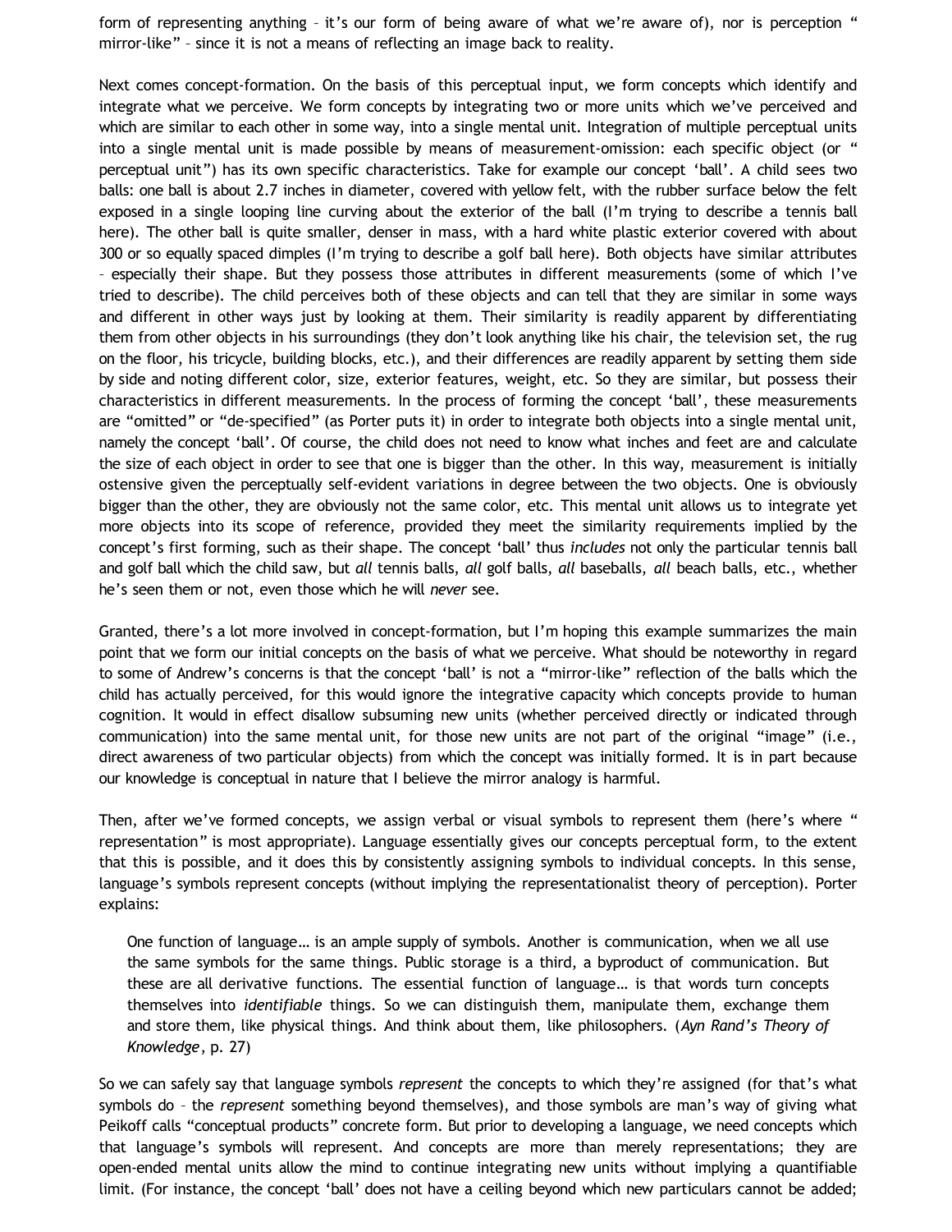form of representing anything – it's our form of being aware of what we're aware of), nor is perception "mirror-like" – since it is not a means of reflecting an image back to reality.

Next comes concept-formation. On the basis of this perceptual input, we form concepts which identify and integrate what we perceive. We form concepts by integrating two or more units which we've perceived and which are similar to each other in some way, into a single mental unit. Integration of multiple perceptual units into a single mental unit is made possible by means of measurement-omission: each specific object (or "perceptual unit") has its own specific characteristics. Take for example our concept 'ball'. A child sees two balls: one ball is about 2.7 inches in diameter, covered with yellow felt, with the rubber surface below the felt exposed in a single looping line curving about the exterior of the ball (I'm trying to describe a tennis ball here). The other ball is quite smaller, denser in mass, with a hard white plastic exterior covered with about 300 or so equally spaced dimples (I'm trying to describe a golf ball here). Both objects have similar attributes – especially their shape. But they possess those attributes in different measurements (some of which I've tried to describe). The child perceives both of these objects and can tell that they are similar in some ways and different in other ways just by looking at them. Their similarity is readily apparent by differentiating them from other objects in his surroundings (they don't look anything like his chair, the television set, the rug on the floor, his tricycle, building blocks, etc.), and their differences are readily apparent by setting them side by side and noting different color, size, exterior features, weight, etc. So they are similar, but possess their characteristics in different measurements. In the process of forming the concept 'ball', these measurements are "omitted" or "de-specified" (as Porter puts it) in order to integrate both objects into a single mental unit, namely the concept 'ball'. Of course, the child does not need to know what inches and feet are and calculate the size of each object in order to see that one is bigger than the other. In this way, measurement is initially ostensive given the perceptually self-evident variations in degree between the two objects. One is obviously bigger than the other, they are obviously not the same color, etc. This mental unit allows us to integrate yet more objects into its scope of reference, provided they meet the similarity requirements implied by the concept's first forming, such as their shape. The concept 'ball' thus *includes* not only the particular tennis ball and golf ball which the child saw, but *all* tennis balls, *all* golf balls, *all* baseballs, *all* beach balls, etc., whether he's seen them or not, even those which he will *never* see.

Granted, there's a lot more involved in concept-formation, but I'm hoping this example summarizes the main point that we form our initial concepts on the basis of what we perceive. What should be noteworthy in regard to some of Andrew's concerns is that the concept 'ball' is not a "mirror-like" reflection of the balls which the child has actually perceived, for this would ignore the integrative capacity which concepts provide to human cognition. It would in effect disallow subsuming new units (whether perceived directly or indicated through communication) into the same mental unit, for those new units are not part of the original "image" (i.e., direct awareness of two particular objects) from which the concept was initially formed. It is in part because our knowledge is conceptual in nature that I believe the mirror analogy is harmful.

Then, after we've formed concepts, we assign verbal or visual symbols to represent them (here's where "representation" is most appropriate). Language essentially gives our concepts perceptual form, to the extent that this is possible, and it does this by consistently assigning symbols to individual concepts. In this sense, language's symbols represent concepts (without implying the representationalist theory of perception). Porter explains:

> One function of language… is an ample supply of symbols. Another is communication, when we all use the same symbols for the same things. Public storage is a third, a byproduct of communication. But these are all derivative functions. The essential function of language… is that words turn concepts themselves into *identifiable* things. So we can distinguish them, manipulate them, exchange them and store them, like physical things. And think about them, like philosophers. (*Ayn Rand's Theory of Knowledge*, p. 27)

So we can safely say that language symbols *represent* the concepts to which they're assigned (for that's what symbols do – the *represent* something beyond themselves), and those symbols are man's way of giving what Peikoff calls "conceptual products" concrete form. But prior to developing a language, we need concepts which that language's symbols will represent. And concepts are more than merely representations; they are open-ended mental units allow the mind to continue integrating new units without implying a quantifiable limit. (For instance, the concept 'ball' does not have a ceiling beyond which new particulars cannot be added;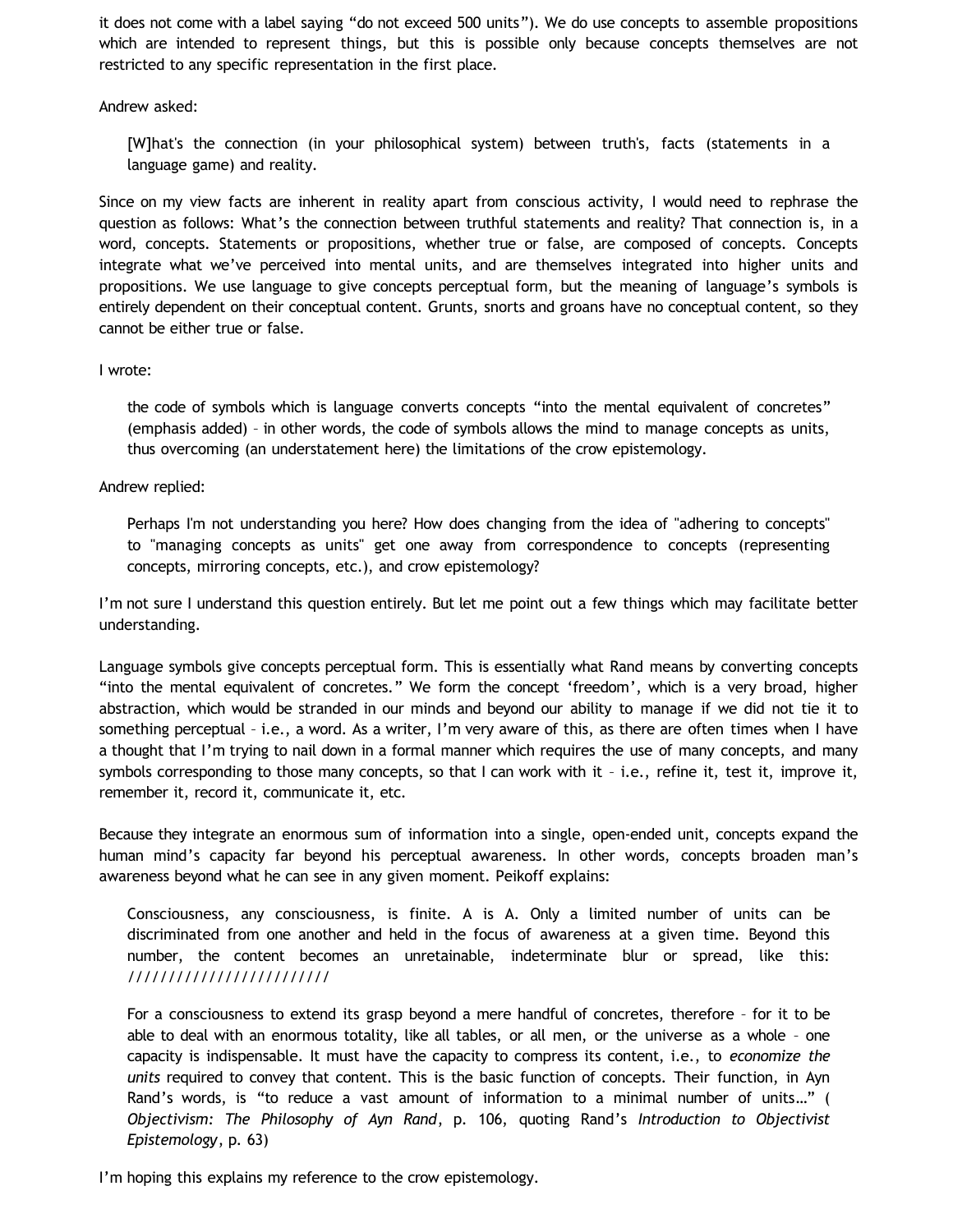it does not come with a label saying "do not exceed 500 units"). We do use concepts to assemble propositions which are intended to represent things, but this is possible only because concepts themselves are not restricted to any specific representation in the first place.

Andrew asked:

> [W]hat's the connection (in your philosophical system) between truth's, facts (statements in a language game) and reality.

Since on my view facts are inherent in reality apart from conscious activity, I would need to rephrase the question as follows: What's the connection between truthful statements and reality? That connection is, in a word, concepts. Statements or propositions, whether true or false, are composed of concepts. Concepts integrate what we've perceived into mental units, and are themselves integrated into higher units and propositions. We use language to give concepts perceptual form, but the meaning of language's symbols is entirely dependent on their conceptual content. Grunts, snorts and groans have no conceptual content, so they cannot be either true or false.

I wrote:

> the code of symbols which is language converts concepts "into the mental equivalent of concretes" (emphasis added) – in other words, the code of symbols allows the mind to manage concepts as units, thus overcoming (an understatement here) the limitations of the crow epistemology.

Andrew replied:

> Perhaps I'm not understanding you here? How does changing from the idea of "adhering to concepts" to "managing concepts as units" get one away from correspondence to concepts (representing concepts, mirroring concepts, etc.), and crow epistemology?

I'm not sure I understand this question entirely. But let me point out a few things which may facilitate better understanding.

Language symbols give concepts perceptual form. This is essentially what Rand means by converting concepts "into the mental equivalent of concretes." We form the concept 'freedom', which is a very broad, higher abstraction, which would be stranded in our minds and beyond our ability to manage if we did not tie it to something perceptual – i.e., a word. As a writer, I'm very aware of this, as there are often times when I have a thought that I'm trying to nail down in a formal manner which requires the use of many concepts, and many symbols corresponding to those many concepts, so that I can work with it – i.e., refine it, test it, improve it, remember it, record it, communicate it, etc.

Because they integrate an enormous sum of information into a single, open-ended unit, concepts expand the human mind's capacity far beyond his perceptual awareness. In other words, concepts broaden man's awareness beyond what he can see in any given moment. Peikoff explains:

> Consciousness, any consciousness, is finite. A is A. Only a limited number of units can be discriminated from one another and held in the focus of awareness at a given time. Beyond this number, the content becomes an unretainable, indeterminate blur or spread, like this: ////////////////////////
>
> For a consciousness to extend its grasp beyond a mere handful of concretes, therefore – for it to be able to deal with an enormous totality, like all tables, or all men, or the universe as a whole – one capacity is indispensable. It must have the capacity to compress its content, i.e., to *economize the units* required to convey that content. This is the basic function of concepts. Their function, in Ayn Rand's words, is "to reduce a vast amount of information to a minimal number of units…" (*Objectivism: The Philosophy of Ayn Rand*, p. 106, quoting Rand's *Introduction to Objectivist Epistemology*, p. 63)

I'm hoping this explains my reference to the crow epistemology.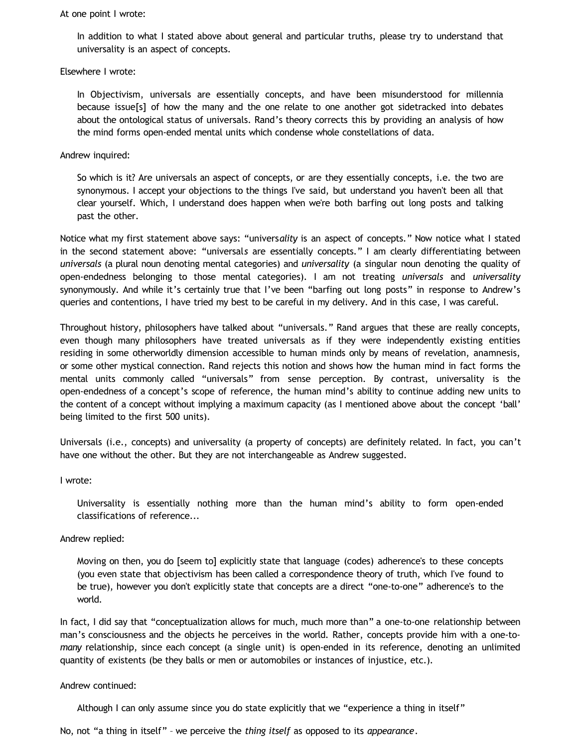At one point I wrote:

> In addition to what I stated above about general and particular truths, please try to understand that universality is an aspect of concepts.

Elsewhere I wrote:

> In Objectivism, universals are essentially concepts, and have been misunderstood for millennia because issue[s] of how the many and the one relate to one another got sidetracked into debates about the ontological status of universals. Rand's theory corrects this by providing an analysis of how the mind forms open-ended mental units which condense whole constellations of data.

Andrew inquired:

> So which is it? Are universals an aspect of concepts, or are they essentially concepts, i.e. the two are synonymous. I accept your objections to the things I've said, but understand you haven't been all that clear yourself. Which, I understand does happen when we're both barfing out long posts and talking past the other.

Notice what my first statement above says: "univers*ality* is an aspect of concepts." Now notice what I stated in the second statement above: "universal*s* are essentially concepts." I am clearly differentiating between *universals* (a plural noun denoting mental categories) and *universality* (a singular noun denoting the quality of open-endedness belonging to those mental categories). I am not treating *universals* and *universality* synonymously. And while it's certainly true that I've been "barfing out long posts" in response to Andrew's queries and contentions, I have tried my best to be careful in my delivery. And in this case, I was careful.

Throughout history, philosophers have talked about "universals." Rand argues that these are really concepts, even though many philosophers have treated universals as if they were independently existing entities residing in some otherworldly dimension accessible to human minds only by means of revelation, anamnesis, or some other mystical connection. Rand rejects this notion and shows how the human mind in fact forms the mental units commonly called "universals" from sense perception. By contrast, universality is the open-endedness of a concept's scope of reference, the human mind's ability to continue adding new units to the content of a concept without implying a maximum capacity (as I mentioned above about the concept 'ball' being limited to the first 500 units).

Universals (i.e., concepts) and universality (a property of concepts) are definitely related. In fact, you can't have one without the other. But they are not interchangeable as Andrew suggested.

I wrote:

> Universality is essentially nothing more than the human mind's ability to form open-ended classifications of reference...

Andrew replied:

> Moving on then, you do [seem to] explicitly state that language (codes) adherence's to these concepts (you even state that objectivism has been called a correspondence theory of truth, which I've found to be true), however you don't explicitly state that concepts are a direct "one-to-one" adherence's to the world.

In fact, I did say that "conceptualization allows for much, much more than" a one-to-one relationship between man's consciousness and the objects he perceives in the world. Rather, concepts provide him with a one-to-*many* relationship, since each concept (a single unit) is open-ended in its reference, denoting an unlimited quantity of existents (be they balls or men or automobiles or instances of injustice, etc.).

Andrew continued:

> Although I can only assume since you do state explicitly that we "experience a thing in itself"

No, not "a thing in itself" – we perceive the *thing itself* as opposed to its *appearance*.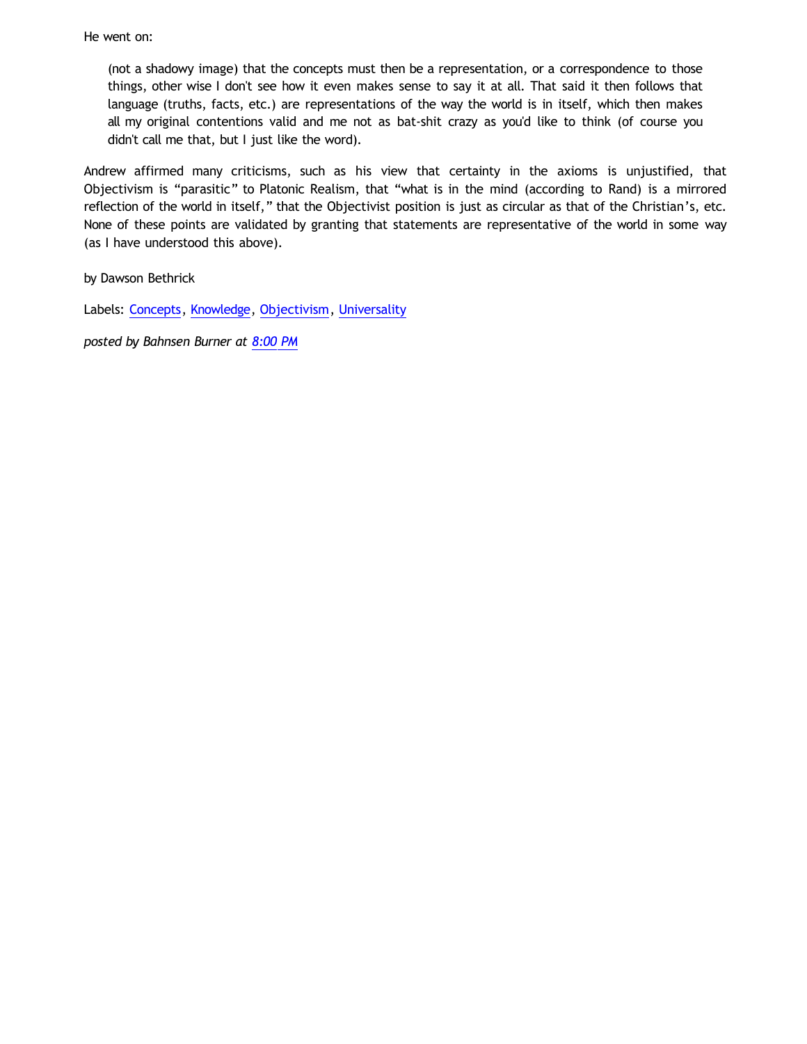He went on:

> (not a shadowy image) that the concepts must then be a representation, or a correspondence to those things, other wise I don't see how it even makes sense to say it at all. That said it then follows that language (truths, facts, etc.) are representations of the way the world is in itself, which then makes all my original contentions valid and me not as bat-shit crazy as you'd like to think (of course you didn't call me that, but I just like the word).

Andrew affirmed many criticisms, such as his view that certainty in the axioms is unjustified, that Objectivism is "parasitic" to Platonic Realism, that "what is in the mind (according to Rand) is a mirrored reflection of the world in itself," that the Objectivist position is just as circular as that of the Christian's, etc. None of these points are validated by granting that statements are representative of the world in some way (as I have understood this above).

by Dawson Bethrick

Labels: Concepts, Knowledge, Objectivism, Universality

*posted by Bahnsen Burner at 8:00 PM*